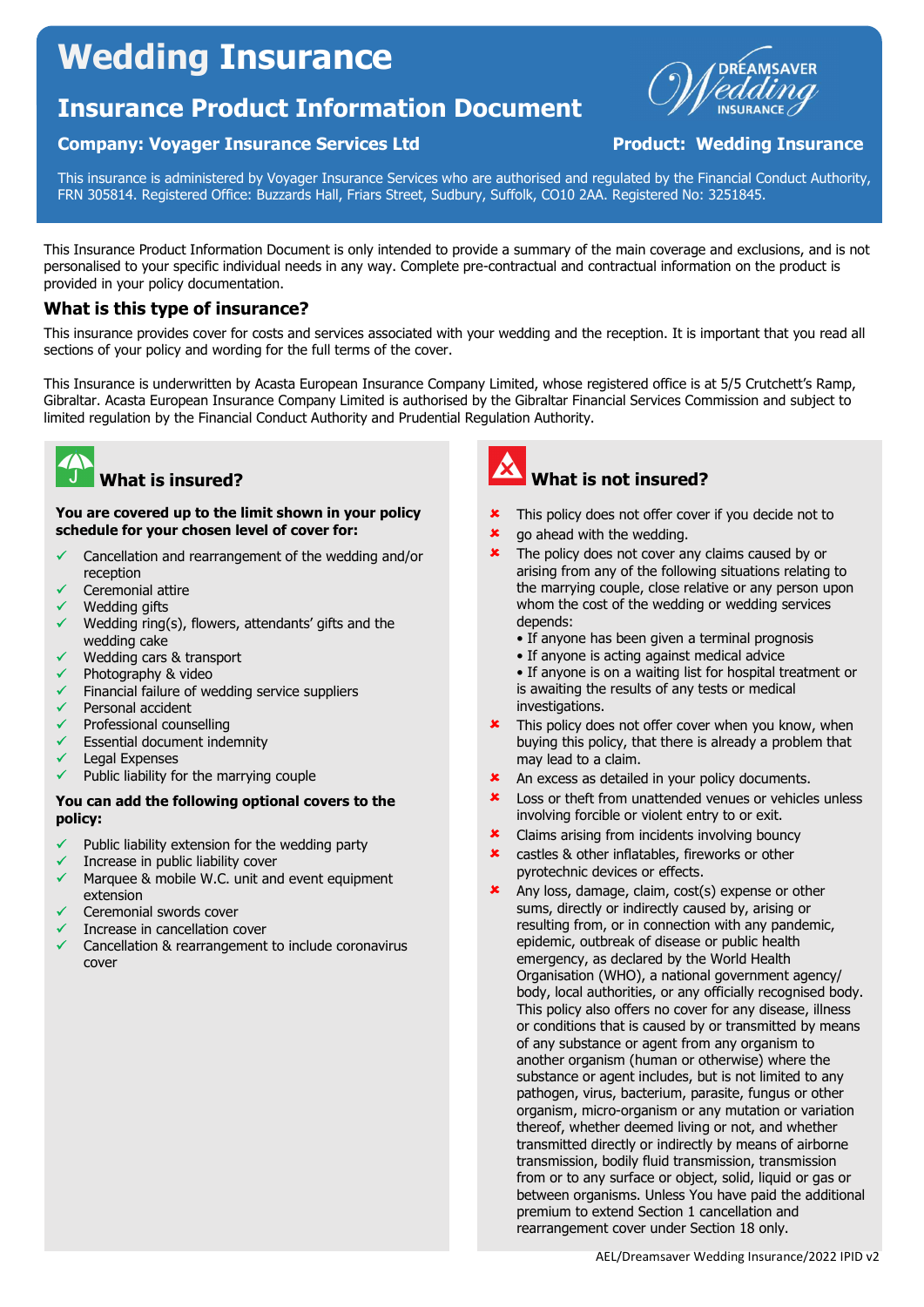# Wedding Insurance

## Insurance Product Information Document

**Company: Voyager Insurance Services Ltd** **Product: Wedding Insurance**

This insurance is administered by Voyager Insurance Services who are authorised and regulated by the Financial Conduct Authority, FRN 305814. Registered Office: Buzzards Hall, Friars Street, Sudbury, Suffolk, CO10 2AA. Registered No: 3251845.

This Insurance Product Information Document is only intended to provide a summary of the main coverage and exclusions, and is not personalised to your specific individual needs in any way. Complete pre-contractual and contractual information on the product is provided in your policy documentation.

### What is this type of insurance?

This insurance provides cover for costs and services associated with your wedding and the reception. It is important that you read all sections of your policy and wording for the full terms of the cover.

This Insurance is underwritten by Acasta European Insurance Company Limited, whose registered office is at 5/5 Crutchett's Ramp, Gibraltar. Acasta European Insurance Company Limited is authorised by the Gibraltar Financial Services Commission and subject to limited regulation by the Financial Conduct Authority and Prudential Regulation Authority.

### What is insured?

**You are covered up to the limit shown in your policy schedule for your chosen level of cover for:**

- ✓ Cancellation and rearrangement of the wedding and/or reception
- ✓ Ceremonial attire
- ✓ Wedding gifts
- ✓ Wedding ring(s), flowers, attendants' gifts and the wedding cake
- ✓ Wedding cars & transport
- ✓ Photography & video
- ✓ Financial failure of wedding service suppliers
- ✓ Personal accident
- ✓ Professional counselling
- ✓ Essential document indemnity
- ✓ Legal Expenses
- ✓ Public liability for the marrying couple

**You can add the following optional covers to the policy:**

- ✓ Public liability extension for the wedding party
- ✓ Increase in public liability cover
- ✓ Marquee & mobile W.C. unit and event equipment extension
- ✓ Ceremonial swords cover
- ✓ Increase in cancellation cover
- ✓ Cancellation & rearrangement to include coronavirus cover

### What is not insured?

- ✗ This policy does not offer cover if you decide not to
- ✗ go ahead with the wedding.
- ✗ The policy does not cover any claims caused by or arising from any of the following situations relating to the marrying couple, close relative or any person upon whom the cost of the wedding or wedding services depends:
  - If anyone has been given a terminal prognosis
  - If anyone is acting against medical advice
  - If anyone is on a waiting list for hospital treatment or is awaiting the results of any tests or medical investigations.
- ✗ This policy does not offer cover when you know, when buying this policy, that there is already a problem that may lead to a claim.
- ✗ An excess as detailed in your policy documents.
- ✗ Loss or theft from unattended venues or vehicles unless involving forcible or violent entry to or exit.
- ✗ Claims arising from incidents involving bouncy
- ✗ castles & other inflatables, fireworks or other pyrotechnic devices or effects.
- ✗ Any loss, damage, claim, cost(s) expense or other sums, directly or indirectly caused by, arising or resulting from, or in connection with any pandemic, epidemic, outbreak of disease or public health emergency, as declared by the World Health Organisation (WHO), a national government agency/ body, local authorities, or any officially recognised body. This policy also offers no cover for any disease, illness or conditions that is caused by or transmitted by means of any substance or agent from any organism to another organism (human or otherwise) where the substance or agent includes, but is not limited to any pathogen, virus, bacterium, parasite, fungus or other organism, micro-organism or any mutation or variation thereof, whether deemed living or not, and whether transmitted directly or indirectly by means of airborne transmission, bodily fluid transmission, transmission from or to any surface or object, solid, liquid or gas or between organisms. Unless You have paid the additional premium to extend Section 1 cancellation and rearrangement cover under Section 18 only.

AEL/Dreamsaver Wedding Insurance/2022 IPID v2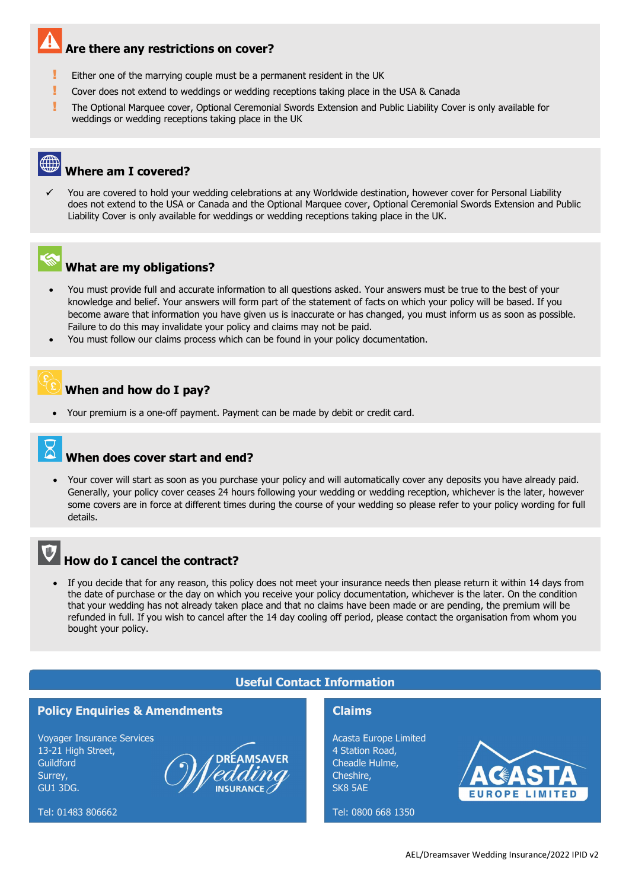## Are there any restrictions on cover?

- ! Either one of the marrying couple must be a permanent resident in the UK
- ! Cover does not extend to weddings or wedding receptions taking place in the USA & Canada
- ! The Optional Marquee cover, Optional Ceremonial Swords Extension and Public Liability Cover is only available for weddings or wedding receptions taking place in the UK

## Where am I covered?

- ✓ You are covered to hold your wedding celebrations at any Worldwide destination, however cover for Personal Liability does not extend to the USA or Canada and the Optional Marquee cover, Optional Ceremonial Swords Extension and Public Liability Cover is only available for weddings or wedding receptions taking place in the UK.

## What are my obligations?

- You must provide full and accurate information to all questions asked. Your answers must be true to the best of your knowledge and belief. Your answers will form part of the statement of facts on which your policy will be based. If you become aware that information you have given us is inaccurate or has changed, you must inform us as soon as possible. Failure to do this may invalidate your policy and claims may not be paid.
- You must follow our claims process which can be found in your policy documentation.

## When and how do I pay?

- Your premium is a one-off payment. Payment can be made by debit or credit card.

## When does cover start and end?

- Your cover will start as soon as you purchase your policy and will automatically cover any deposits you have already paid. Generally, your policy cover ceases 24 hours following your wedding or wedding reception, whichever is the later, however some covers are in force at different times during the course of your wedding so please refer to your policy wording for full details.

## How do I cancel the contract?

- If you decide that for any reason, this policy does not meet your insurance needs then please return it within 14 days from the date of purchase or the day on which you receive your policy documentation, whichever is the later. On the condition that your wedding has not already taken place and that no claims have been made or are pending, the premium will be refunded in full. If you wish to cancel after the 14 day cooling off period, please contact the organisation from whom you bought your policy.

## Useful Contact Information

### Policy Enquiries & Amendments

Voyager Insurance Services
13-21 High Street,
Guildford
Surrey,
GU1 3DG.

Tel: 01483 806662

DREAMSAVER Wedding INSURANCE

### Claims

Acasta Europe Limited
4 Station Road,
Cheadle Hulme,
Cheshire,
SK8 5AE

Tel: 0800 668 1350

ACASTA EUROPE LIMITED

AEL/Dreamsaver Wedding Insurance/2022 IPID v2